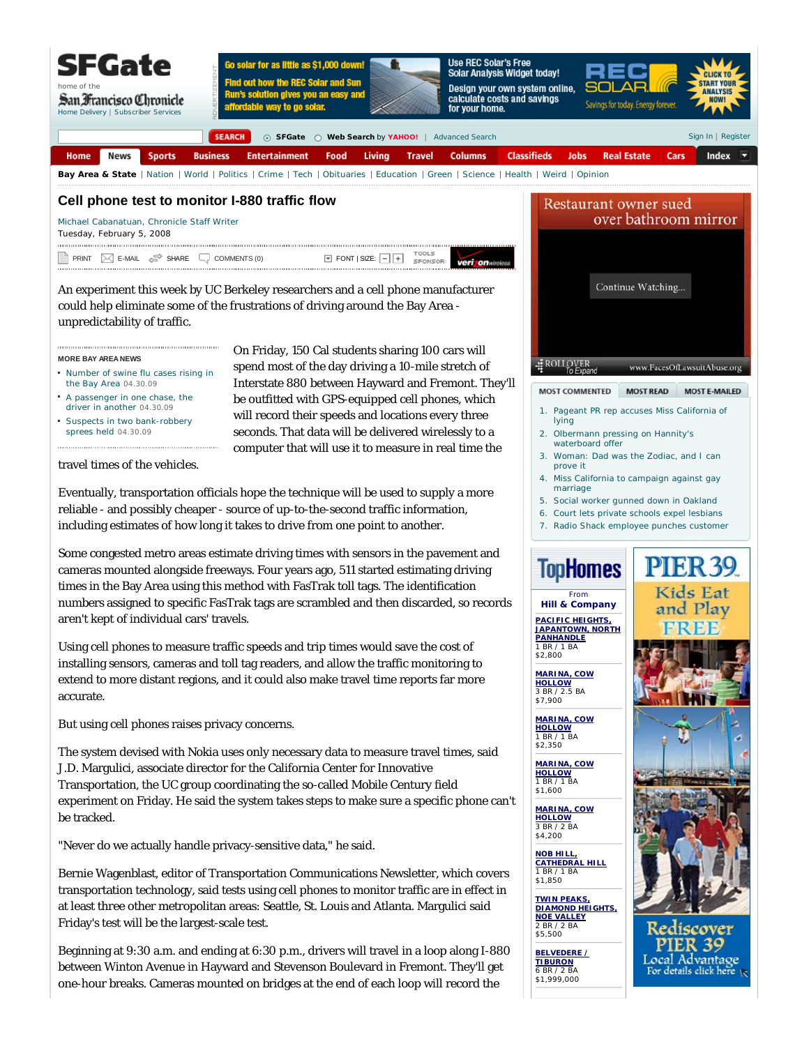# Cell phone test to monitor I-880 traffic flow

Michael Cabanatuan, Chronicle Staff Writer

Tuesday, February 5, 2008

An experiment this week by UC Berkeley researchers and a cell phone manufacturer could help eliminate some of the frustrations of driving around the Bay Area - unpredictability of traffic.

On Friday, 150 Cal students sharing 100 cars will spend most of the day driving a 10-mile stretch of Interstate 880 between Hayward and Fremont. They'll be outfitted with GPS-equipped cell phones, which will record their speeds and locations every three seconds. That data will be delivered wirelessly to a computer that will use it to measure in real time the travel times of the vehicles.

Eventually, transportation officials hope the technique will be used to supply a more reliable - and possibly cheaper - source of up-to-the-second traffic information, including estimates of how long it takes to drive from one point to another.

Some congested metro areas estimate driving times with sensors in the pavement and cameras mounted alongside freeways. Four years ago, 511 started estimating driving times in the Bay Area using this method with FasTrak toll tags. The identification numbers assigned to specific FasTrak tags are scrambled and then discarded, so records aren't kept of individual cars' travels.

Using cell phones to measure traffic speeds and trip times would save the cost of installing sensors, cameras and toll tag readers, and allow the traffic monitoring to extend to more distant regions, and it could also make travel time reports far more accurate.

But using cell phones raises privacy concerns.

The system devised with Nokia uses only necessary data to measure travel times, said J.D. Margulici, associate director for the California Center for Innovative Transportation, the UC group coordinating the so-called Mobile Century field experiment on Friday. He said the system takes steps to make sure a specific phone can't be tracked.

"Never do we actually handle privacy-sensitive data," he said.

Bernie Wagenblast, editor of Transportation Communications Newsletter, which covers transportation technology, said tests using cell phones to monitor traffic are in effect in at least three other metropolitan areas: Seattle, St. Louis and Atlanta. Margulici said Friday's test will be the largest-scale test.

Beginning at 9:30 a.m. and ending at 6:30 p.m., drivers will travel in a loop along I-880 between Winton Avenue in Hayward and Stevenson Boulevard in Fremont. They'll get one-hour breaks. Cameras mounted on bridges at the end of each loop will record the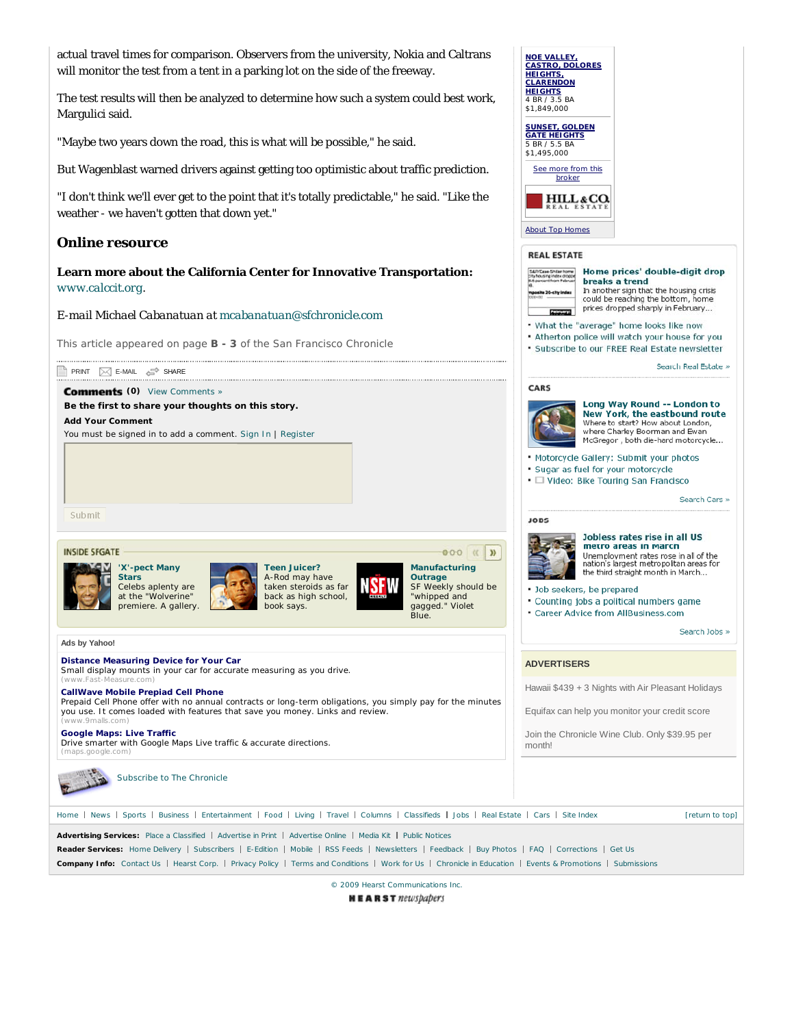actual travel times for comparison. Observers from the university, Nokia and Caltrans will monitor the test from a tent in a parking lot on the side of the freeway.

The test results will then be analyzed to determine how such a system could best work, Margulici said.

"Maybe two years down the road, this is what will be possible," he said.

But Wagenblast warned drivers against getting too optimistic about traffic prediction.

"I don't think we'll ever get to the point that it's totally predictable," he said. "Like the weather - we haven't gotten that down yet."

### Online resource

**Learn more about the California Center for Innovative Transportation:** www.calccit.org.

E-mail Michael Cabanatuan at mcabanatuan@sfchronicle.com

This article appeared on page **B - 3** of the San Francisco Chronicle

PRINT E-MAIL SHARE

**Comments** (0) View Comments »

**Be the first to share your thoughts on this story.**

**Add Your Comment**

You must be signed in to add a comment. Sign In | Register

Submit

INSIDE SFGATE

**'X'-pect Many Stars**
Celebs aplenty are at the "Wolverine" premiere. A gallery.

**Teen Juicer?**
A-Rod may have taken steroids as far back as high school, book says.

**Manufacturing Outrage**
SF Weekly should be "whipped and gagged." Violet Blue.

Ads by Yahoo!

**Distance Measuring Device for Your Car**
Small display mounts in your car for accurate measuring as you drive.
(www.Fast-Measure.com)

**CallWave Mobile Prepiad Cell Phone**
Prepaid Cell Phone offer with no annual contracts or long-term obligations, you simply pay for the minutes you use. It comes loaded with features that save you money. Links and review.
(www.9malls.com)

**Google Maps: Live Traffic**
Drive smarter with Google Maps Live traffic & accurate directions.
(maps.google.com)

Subscribe to The Chronicle

**NOE VALLEY, CASTRO, DOLORES HEIGHTS, CLARENDON HEIGHTS**
4 BR / 3.5 BA
$1,849,000

**SUNSET, GOLDEN GATE HEIGHTS**
5 BR / 5.5 BA
$1,495,000

See more from this broker

HILL & CO. REAL ESTATE

About Top Homes

**REAL ESTATE**

**Home prices' double-digit drop breaks a trend**
In another sign that the housing crisis could be reaching the bottom, home prices dropped sharply in February...

- What the "average" home looks like now
- Atherton police will watch your house for you
- Subscribe to our FREE Real Estate newsletter

Search Real Estate »

**CARS**

**Long Way Round -- London to New York, the eastbound route**
Where to start? How about London, where Charley Boorman and Ewan McGregor , both die-hard motorcycle...

- Motorcycle Gallery: Submit your photos
- Sugar as fuel for your motorcycle
- Video: Bike Touring San Francisco

Search Cars »

**JOBS**

**Jobless rates rise in all US metro areas in March**
Unemployment rates rose in all of the nation's largest metropolitan areas for the third straight month in March...

- Job seekers, be prepared
- Counting jobs a political numbers game
- Career Advice from AllBusiness.com

Search Jobs »

**ADVERTISERS**

Hawaii $439 + 3 Nights with Air Pleasant Holidays

Equifax can help you monitor your credit score

Join the Chronicle Wine Club. Only $39.95 per month!

Home | News | Sports | Business | Entertainment | Food | Living | Travel | Columns | Classifieds | Jobs | Real Estate | Cars | Site Index [return to top]

**Advertising Services:** Place a Classified | Advertise in Print | Advertise Online | Media Kit | Public Notices
**Reader Services:** Home Delivery | Subscribers | E-Edition | Mobile | RSS Feeds | Newsletters | Feedback | Buy Photos | FAQ | Corrections | Get Us
**Company Info:** Contact Us | Hearst Corp. | Privacy Policy | Terms and Conditions | Work for Us | Chronicle in Education | Events & Promotions | Submissions

© 2009 Hearst Communications Inc.
HEARST newspapers